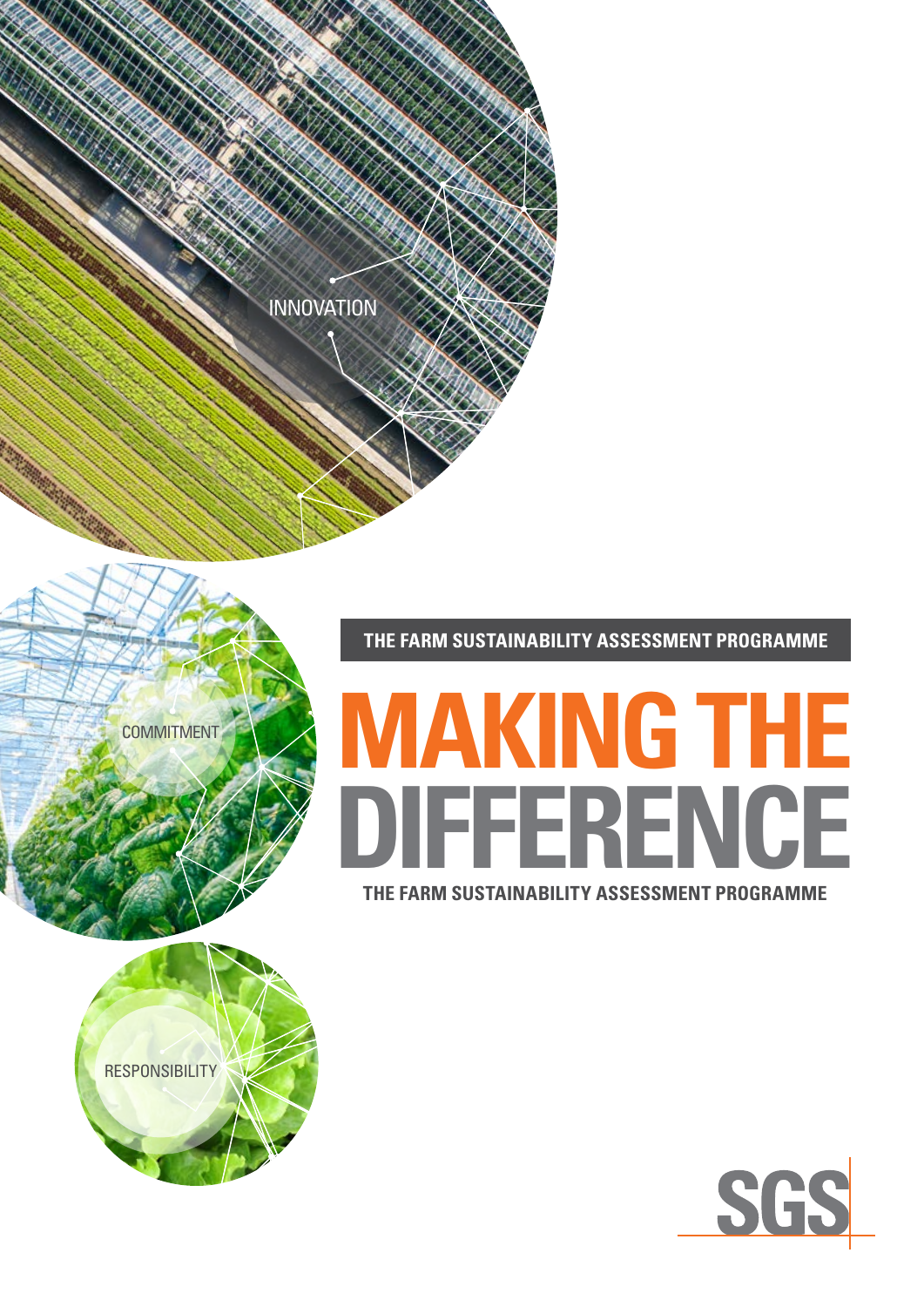INNOVATION

COMMITMENT

RESPONSIBILITY

**THE FARM SUSTAINABILITY ASSESSMENT PROGRAMME**

# MAKING THE DIFFERENCE

**THE FARM SUSTAINABILITY ASSESSMENT PROGRAMME**

SGS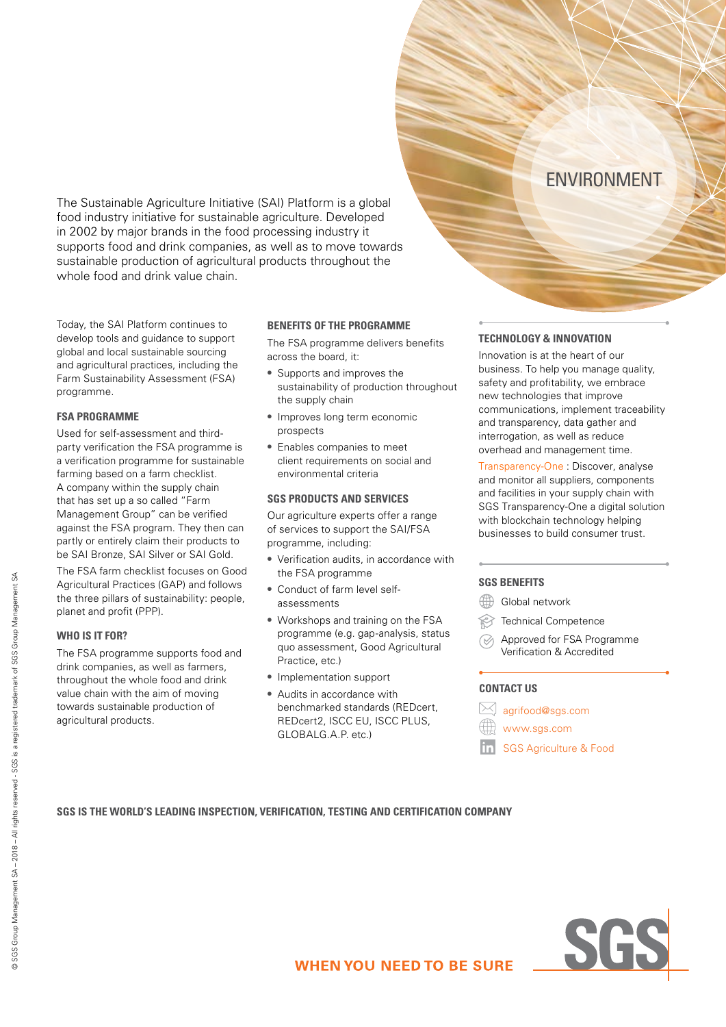ENVIRONMENT

The Sustainable Agriculture Initiative (SAI) Platform is a global food industry initiative for sustainable agriculture. Developed in 2002 by major brands in the food processing industry it supports food and drink companies, as well as to move towards sustainable production of agricultural products throughout the whole food and drink value chain.

Today, the SAI Platform continues to develop tools and guidance to support global and local sustainable sourcing and agricultural practices, including the Farm Sustainability Assessment (FSA) programme.

### FSA PROGRAMME

Used for self-assessment and third-party verification the FSA programme is a verification programme for sustainable farming based on a farm checklist. A company within the supply chain that has set up a so called "Farm Management Group" can be verified against the FSA program. They then can partly or entirely claim their products to be SAI Bronze, SAI Silver or SAI Gold.

The FSA farm checklist focuses on Good Agricultural Practices (GAP) and follows the three pillars of sustainability: people, planet and profit (PPP).

### WHO IS IT FOR?

The FSA programme supports food and drink companies, as well as farmers, throughout the whole food and drink value chain with the aim of moving towards sustainable production of agricultural products.

### BENEFITS OF THE PROGRAMME

The FSA programme delivers benefits across the board, it:

- Supports and improves the sustainability of production throughout the supply chain
- Improves long term economic prospects
- Enables companies to meet client requirements on social and environmental criteria

### SGS PRODUCTS AND SERVICES

Our agriculture experts offer a range of services to support the SAI/FSA programme, including:

- Verification audits, in accordance with the FSA programme
- Conduct of farm level self-assessments
- Workshops and training on the FSA programme (e.g. gap-analysis, status quo assessment, Good Agricultural Practice, etc.)
- Implementation support
- Audits in accordance with benchmarked standards (REDcert, REDcert2, ISCC EU, ISCC PLUS, GLOBALG.A.P. etc.)

### TECHNOLOGY & INNOVATION

Innovation is at the heart of our business. To help you manage quality, safety and profitability, we embrace new technologies that improve communications, implement traceability and transparency, data gather and interrogation, as well as reduce overhead and management time.

Transparency-One : Discover, analyse and monitor all suppliers, components and facilities in your supply chain with SGS Transparency-One a digital solution with blockchain technology helping businesses to build consumer trust.

### SGS BENEFITS

- Global network
- Technical Competence
- Approved for FSA Programme Verification & Accredited

### CONTACT US

- agrifood@sgs.com
- www.sgs.com
- SGS Agriculture & Food

**SGS IS THE WORLD'S LEADING INSPECTION, VERIFICATION, TESTING AND CERTIFICATION COMPANY**

WHEN YOU NEED TO BE SURE

SGS

© SGS Group Management SA – 2018 – All rights reserved - SGS is a registered trademark of SGS Group Management SA